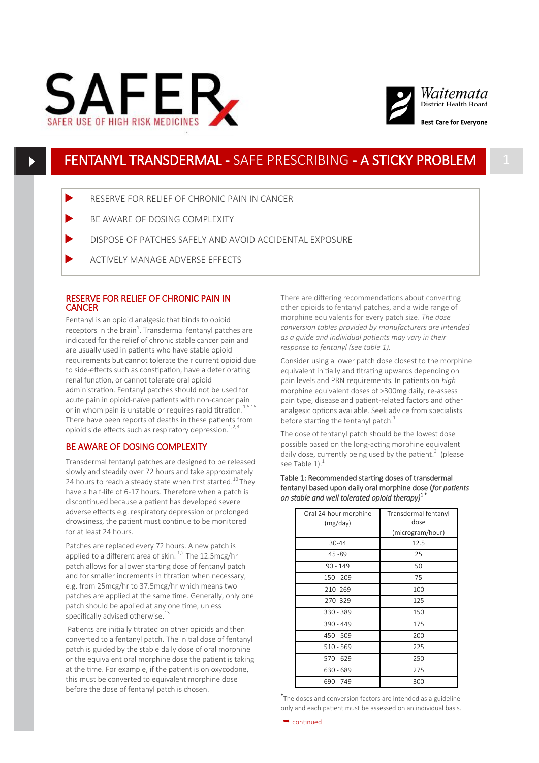SAFER USE OF HIGH RISK MEDICINES

Waitemata District Health Board

Best Care for Everyone

# FENTANYL TRANSDERMAL - SAFE PRESCRIBING - A STICKY PROBLEM

- RESERVE FOR RELIEF OF CHRONIC PAIN IN CANCER
- BE AWARE OF DOSING COMPLEXITY
- DISPOSE OF PATCHES SAFELY AND AVOID ACCIDENTAL EXPOSURE
- ACTIVELY MANAGE ADVERSE EFFECTS

## RESERVE FOR RELIEF OF CHRONIC PAIN IN CANCER

Fentanyl is an opioid analgesic that binds to opioid receptors in the brain[1]. Transdermal fentanyl patches are indicated for the relief of chronic stable cancer pain and are usually used in patients who have stable opioid requirements but cannot tolerate their current opioid due to side-effects such as constipation, have a deteriorating renal function, or cannot tolerate oral opioid administration. Fentanyl patches should not be used for acute pain in opioid-naïve patients with non-cancer pain or in whom pain is unstable or requires rapid titration.[1,5,15] There have been reports of deaths in these patients from opioid side effects such as respiratory depression.[1,2,3]

## BE AWARE OF DOSING COMPLEXITY

Transdermal fentanyl patches are designed to be released slowly and steadily over 72 hours and take approximately 24 hours to reach a steady state when first started.[10] They have a half-life of 6-17 hours. Therefore when a patch is discontinued because a patient has developed severe adverse effects e.g. respiratory depression or prolonged drowsiness, the patient must continue to be monitored for at least 24 hours.

Patches are replaced every 72 hours. A new patch is applied to a different area of skin.[1,2] The 12.5mcg/hr patch allows for a lower starting dose of fentanyl patch and for smaller increments in titration when necessary, e.g. from 25mcg/hr to 37.5mcg/hr which means two patches are applied at the same time. Generally, only one patch should be applied at any one time, unless specifically advised otherwise.[13]

Patients are initially titrated on other opioids and then converted to a fentanyl patch. The initial dose of fentanyl patch is guided by the stable daily dose of oral morphine or the equivalent oral morphine dose the patient is taking at the time. For example, if the patient is on oxycodone, this must be converted to equivalent morphine dose before the dose of fentanyl patch is chosen.

There are differing recommendations about converting other opioids to fentanyl patches, and a wide range of morphine equivalents for every patch size. *The dose conversion tables provided by manufacturers are intended as a guide and individual patients may vary in their response to fentanyl (see table 1).*

Consider using a lower patch dose closest to the morphine equivalent initially and titrating upwards depending on pain levels and PRN requirements. In patients on *high* morphine equivalent doses of >300mg daily, re-assess pain type, disease and patient-related factors and other analgesic options available. Seek advice from specialists before starting the fentanyl patch.[1]

The dose of fentanyl patch should be the lowest dose possible based on the long-acting morphine equivalent daily dose, currently being used by the patient.[3] (please see Table 1).[1]

**Table 1: Recommended starting doses of transdermal fentanyl based upon daily oral morphine dose (*for patients on stable and well tolerated opioid therapy*)[1]***

| Oral 24-hour morphine (mg/day) | Transdermal fentanyl dose (microgram/hour) |
|---|---|
| 30-44 | 12.5 |
| 45 -89 | 25 |
| 90 - 149 | 50 |
| 150 - 209 | 75 |
| 210 -269 | 100 |
| 270 -329 | 125 |
| 330 - 389 | 150 |
| 390 - 449 | 175 |
| 450 - 509 | 200 |
| 510 - 569 | 225 |
| 570 - 629 | 250 |
| 630 - 689 | 275 |
| 690 - 749 | 300 |

*The doses and conversion factors are intended as a guideline only and each patient must be assessed on an individual basis.

continued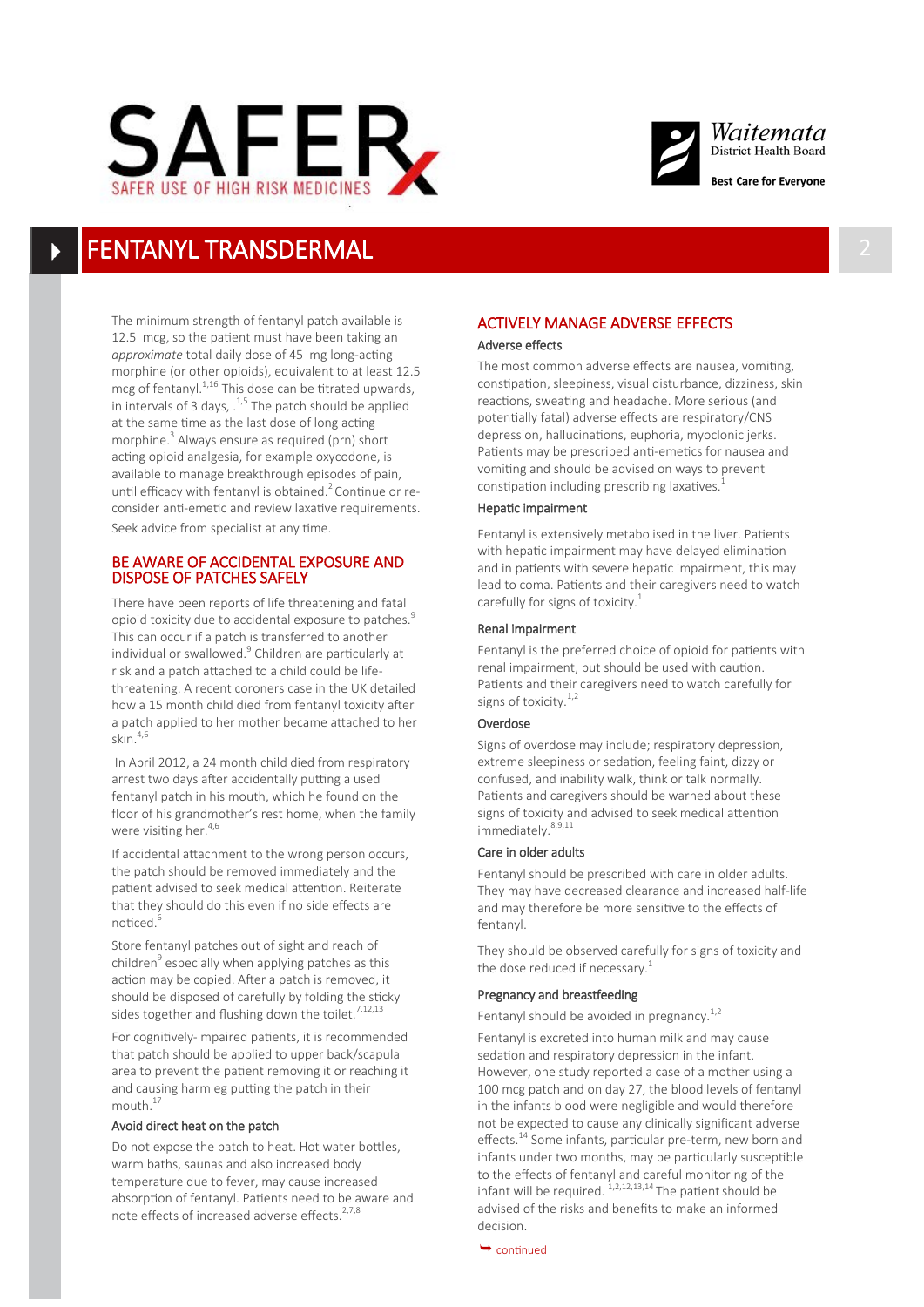# FENTANYL TRANSDERMAL

The minimum strength of fentanyl patch available is 12.5 mcg, so the patient must have been taking an *approximate* total daily dose of 45 mg long-acting morphine (or other opioids), equivalent to at least 12.5 mcg of fentanyl.[1,16] This dose can be titrated upwards, in intervals of 3 days, .[1,5] The patch should be applied at the same time as the last dose of long acting morphine.[3] Always ensure as required (prn) short acting opioid analgesia, for example oxycodone, is available to manage breakthrough episodes of pain, until efficacy with fentanyl is obtained.[2] Continue or re-consider anti-emetic and review laxative requirements. Seek advice from specialist at any time.

## BE AWARE OF ACCIDENTAL EXPOSURE AND DISPOSE OF PATCHES SAFELY

There have been reports of life threatening and fatal opioid toxicity due to accidental exposure to patches.[9] This can occur if a patch is transferred to another individual or swallowed.[9] Children are particularly at risk and a patch attached to a child could be life-threatening. A recent coroners case in the UK detailed how a 15 month child died from fentanyl toxicity after a patch applied to her mother became attached to her skin.[4,6]

In April 2012, a 24 month child died from respiratory arrest two days after accidentally putting a used fentanyl patch in his mouth, which he found on the floor of his grandmother's rest home, when the family were visiting her.[4,6]

If accidental attachment to the wrong person occurs, the patch should be removed immediately and the patient advised to seek medical attention. Reiterate that they should do this even if no side effects are noticed.[6]

Store fentanyl patches out of sight and reach of children[9] especially when applying patches as this action may be copied. After a patch is removed, it should be disposed of carefully by folding the sticky sides together and flushing down the toilet.[7,12,13]

For cognitively-impaired patients, it is recommended that patch should be applied to upper back/scapula area to prevent the patient removing it or reaching it and causing harm eg putting the patch in their mouth.[17]

### Avoid direct heat on the patch

Do not expose the patch to heat. Hot water bottles, warm baths, saunas and also increased body temperature due to fever, may cause increased absorption of fentanyl. Patients need to be aware and note effects of increased adverse effects.[2,7,8]

## ACTIVELY MANAGE ADVERSE EFFECTS

### Adverse effects

The most common adverse effects are nausea, vomiting, constipation, sleepiness, visual disturbance, dizziness, skin reactions, sweating and headache. More serious (and potentially fatal) adverse effects are respiratory/CNS depression, hallucinations, euphoria, myoclonic jerks. Patients may be prescribed anti-emetics for nausea and vomiting and should be advised on ways to prevent constipation including prescribing laxatives.[1]

### Hepatic impairment

Fentanyl is extensively metabolised in the liver. Patients with hepatic impairment may have delayed elimination and in patients with severe hepatic impairment, this may lead to coma. Patients and their caregivers need to watch carefully for signs of toxicity.[1]

### Renal impairment

Fentanyl is the preferred choice of opioid for patients with renal impairment, but should be used with caution. Patients and their caregivers need to watch carefully for signs of toxicity.[1,2]

### Overdose

Signs of overdose may include; respiratory depression, extreme sleepiness or sedation, feeling faint, dizzy or confused, and inability walk, think or talk normally. Patients and caregivers should be warned about these signs of toxicity and advised to seek medical attention immediately.[8,9,11]

### Care in older adults

Fentanyl should be prescribed with care in older adults. They may have decreased clearance and increased half-life and may therefore be more sensitive to the effects of fentanyl.

They should be observed carefully for signs of toxicity and the dose reduced if necessary.[1]

### Pregnancy and breastfeeding

Fentanyl should be avoided in pregnancy.[1,2]

Fentanyl is excreted into human milk and may cause sedation and respiratory depression in the infant. However, one study reported a case of a mother using a 100 mcg patch and on day 27, the blood levels of fentanyl in the infants blood were negligible and would therefore not be expected to cause any clinically significant adverse effects.[14] Some infants, particular pre-term, new born and infants under two months, may be particularly susceptible to the effects of fentanyl and careful monitoring of the infant will be required. [1,2,12,13,14] The patient should be advised of the risks and benefits to make an informed decision.

continued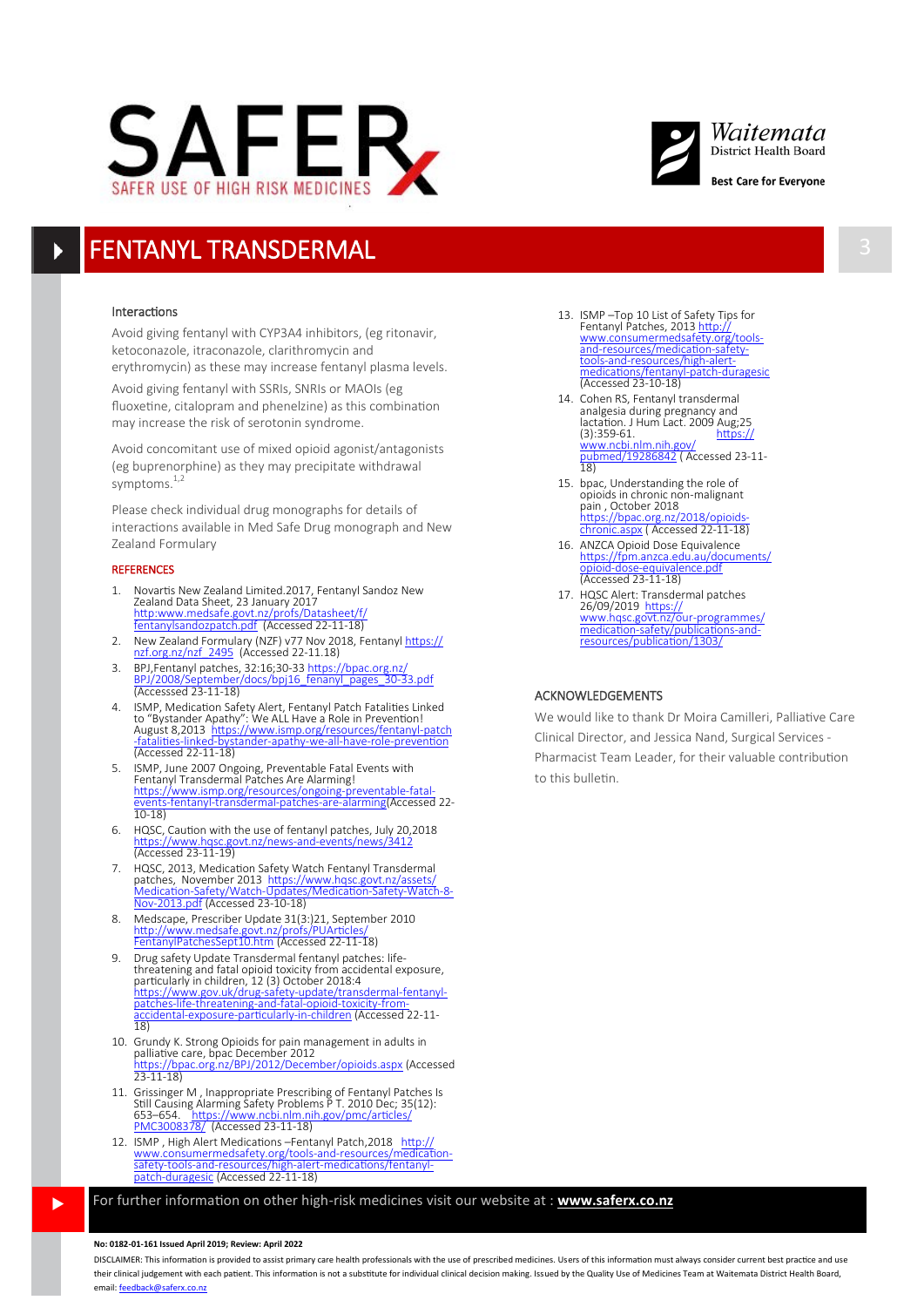SAFER

SAFER USE OF HIGH RISK MEDICINES

Waitemata District Health Board

Best Care for Everyone

# FENTANYL TRANSDERMAL

## Interactions

Avoid giving fentanyl with CYP3A4 inhibitors, (eg ritonavir, ketoconazole, itraconazole, clarithromycin and erythromycin) as these may increase fentanyl plasma levels.

Avoid giving fentanyl with SSRIs, SNRIs or MAOIs (eg fluoxetine, citalopram and phenelzine) as this combination may increase the risk of serotonin syndrome.

Avoid concomitant use of mixed opioid agonist/antagonists (eg buprenorphine) as they may precipitate withdrawal symptoms.[1,2]

Please check individual drug monographs for details of interactions available in Med Safe Drug monograph and New Zealand Formulary

## REFERENCES

1. Novartis New Zealand Limited.2017, Fentanyl Sandoz New Zealand Data Sheet, 23 January 2017 http:www.medsafe.govt.nz/profs/Datasheet/f/fentanylsandozpatch.pdf (Accessed 22-11-18)
2. New Zealand Formulary (NZF) v77 Nov 2018, Fentanyl https://nzf.org.nz/nzf_2495 (Accessed 22-11.18)
3. BPJ,Fentanyl patches, 32:16;30-33 https://bpac.org.nz/BPJ/2008/September/docs/bpj16_fenanyl_pages_30-33.pdf (Accessessed 23-11-18)
4. ISMP, Medication Safety Alert, Fentanyl Patch Fatalities Linked to "Bystander Apathy": We ALL Have a Role in Prevention! August 8,2013 https://www.ismp.org/resources/fentanyl-patch-fatalities-linked-bystander-apathy-we-all-have-role-prevention (Accessed 22-11-18)
5. ISMP, June 2007 Ongoing, Preventable Fatal Events with Fentanyl Transdermal Patches Are Alarming! https://www.ismp.org/resources/ongoing-preventable-fatal-events-fentanyl-transdermal-patches-are-alarming(Accessed 22-10-18)
6. HQSC, Caution with the use of fentanyl patches, July 20,2018 https://www.hqsc.govt.nz/news-and-events/news/3412 (Accessed 23-11-19)
7. HQSC, 2013, Medication Safety Watch Fentanyl Transdermal patches, November 2013 https://www.hqsc.govt.nz/assets/Medication-Safety/Watch-Updates/Medication-Safety-Watch-8-Nov-2013.pdf (Accessed 23-10-18)
8. Medscape, Prescriber Update 31(3):21, September 2010 http://www.medsafe.govt.nz/profs/PUArticles/FentanylPatchesSept10.htm (Accessed 22-11-18)
9. Drug safety Update Transdermal fentanyl patches: life-threatening and fatal opioid toxicity from accidental exposure, particularly in children, 12 (3) October 2018:4 https://www.gov.uk/drug-safety-update/transdermal-fentanyl-patches-life-threatening-and-fatal-opioid-toxicity-from-accidental-exposure-particularly-in-children (Accessed 22-11-18)
10. Grundy K. Strong Opioids for pain management in adults in palliative care, bpac December 2012 https://bpac.org.nz/BPJ/2012/December/opioids.aspx (Accessed 23-11-18)
11. Grissinger M , Inappropriate Prescribing of Fentanyl Patches Is Still Causing Alarming Safety Problems P T. 2010 Dec; 35(12): 653–654. https://www.ncbi.nlm.nih.gov/pmc/articles/PMC3008378/ (Accessed 23-11-18)
12. ISMP , High Alert Medications –Fentanyl Patch,2018 http://www.consumermedsafety.org/tools-and-resources/medication-safety-tools-and-resources/high-alert-medications/fentanyl-patch-duragesic (Accessed 22-11-18)
13. ISMP –Top 10 List of Safety Tips for Fentanyl Patches, 2013 http://www.consumermedsafety.org/tools-and-resources/medication-safety-tools-and-resources/high-alert-medications/fentanyl-patch-duragesic (Accessed 23-10-18)
14. Cohen RS, Fentanyl transdermal analgesia during pregnancy and lactation. J Hum Lact. 2009 Aug;25 (3):359-61. https://www.ncbi.nlm.nih.gov/pubmed/19286842 ( Accessed 23-11-18)
15. bpac, Understanding the role of opioids in chronic non-malignant pain , October 2018 https://bpac.org.nz/2018/opioids-chronic.aspx ( Accessed 22-11-18)
16. ANZCA Opioid Dose Equivalence https://fpm.anzca.edu.au/documents/opioid-dose-equivalence.pdf (Accessed 23-11-18)
17. HQSC Alert: Transdermal patches 26/09/2019 https://www.hqsc.govt.nz/our-programmes/medication-safety/publications-and-resources/publication/1303/

## ACKNOWLEDGEMENTS

We would like to thank Dr Moira Camilleri, Palliative Care Clinical Director, and Jessica Nand, Surgical Services - Pharmacist Team Leader, for their valuable contribution to this bulletin.

For further information on other high-risk medicines visit our website at : **www.saferx.co.nz**

**No: 0182-01-161 Issued April 2019; Review: April 2022**

DISCLAIMER: This information is provided to assist primary care health professionals with the use of prescribed medicines. Users of this information must always consider current best practice and use their clinical judgement with each patient. This information is not a substitute for individual clinical decision making. Issued by the Quality Use of Medicines Team at Waitemata District Health Board, email: feedback@saferx.co.nz